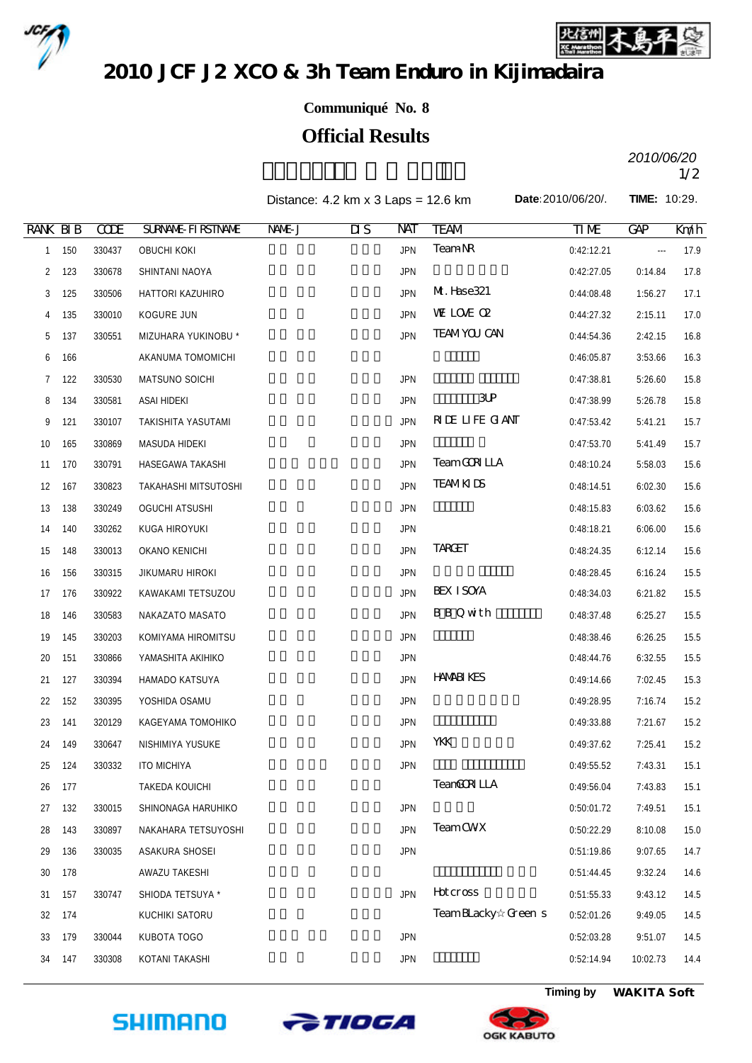# 2010 JCF J2 XCO & 3h Team Enduro in Kijimadaira

**Communiqué No. 8**

## Official Results

*2010/06/20*

Distance: 4.2 km x 3 Laps = 12.6 km　　**Date**:2010/06/20/.　　**TIME:** 10:29.

| RANK | BIB | CODE | SURNAME-FIRSTNAME | NAME-J | DIS | NAT | TEAM | TIME | GAP | Km/h |
|---|---|---|---|---|---|---|---|---|---|---|
| 1 | 150 | 330437 | OBUCHI KOKI | | | JPN | Team NR | 0:42:12.21 | --- | 17.9 |
| 2 | 123 | 330678 | SHINTANI NAOYA | | | JPN | | 0:42:27.05 | 0:14.84 | 17.8 |
| 3 | 125 | 330506 | HATTORI KAZUHIRO | | | JPN | Mt.Hase321 | 0:44:08.48 | 1:56.27 | 17.1 |
| 4 | 135 | 330010 | KOGURE JUN | | | JPN | WE LOVE O2 | 0:44:27.32 | 2:15.11 | 17.0 |
| 5 | 137 | 330551 | MIZUHARA YUKINOBU * | | | JPN | TEAM YOU CAN | 0:44:54.36 | 2:42.15 | 16.8 |
| 6 | 166 | | AKANUMA TOMOMICHI | | | | | 0:46:05.87 | 3:53.66 | 16.3 |
| 7 | 122 | 330530 | MATSUNO SOICHI | | | JPN | | 0:47:38.81 | 5:26.60 | 15.8 |
| 8 | 134 | 330581 | ASAI HIDEKI | | | JPN | 3UP | 0:47:38.99 | 5:26.78 | 15.8 |
| 9 | 121 | 330107 | TAKISHITA YASUTAMI | | | JPN | RIDE LIFE GIANT | 0:47:53.42 | 5:41.21 | 15.7 |
| 10 | 165 | 330869 | MASUDA HIDEKI | | | JPN | | 0:47:53.70 | 5:41.49 | 15.7 |
| 11 | 170 | 330791 | HASEGAWA TAKASHI | | | JPN | Team GORILLA | 0:48:10.24 | 5:58.03 | 15.6 |
| 12 | 167 | 330823 | TAKAHASHI MITSUTOSHI | | | JPN | TEAM KIDS | 0:48:14.51 | 6:02.30 | 15.6 |
| 13 | 138 | 330249 | OGUCHI ATSUSHI | | | JPN | | 0:48:15.83 | 6:03.62 | 15.6 |
| 14 | 140 | 330262 | KUGA HIROYUKI | | | JPN | | 0:48:18.21 | 6:06.00 | 15.6 |
| 15 | 148 | 330013 | OKANO KENICHI | | | JPN | TARGET | 0:48:24.35 | 6:12.14 | 15.6 |
| 16 | 156 | 330315 | JIKUMARU HIROKI | | | JPN | | 0:48:28.45 | 6:16.24 | 15.5 |
| 17 | 176 | 330922 | KAWAKAMI TETSUZOU | | | JPN | BEX ISOYA | 0:48:34.03 | 6:21.82 | 15.5 |
| 18 | 146 | 330583 | NAKAZATO MASATO | | | JPN | B B Q with | 0:48:37.48 | 6:25.27 | 15.5 |
| 19 | 145 | 330203 | KOMIYAMA HIROMITSU | | | JPN | | 0:48:38.46 | 6:26.25 | 15.5 |
| 20 | 151 | 330866 | YAMASHITA AKIHIKO | | | JPN | | 0:48:44.76 | 6:32.55 | 15.5 |
| 21 | 127 | 330394 | HAMADO KATSUYA | | | JPN | HAMABIKES | 0:49:14.66 | 7:02.45 | 15.3 |
| 22 | 152 | 330395 | YOSHIDA OSAMU | | | JPN | | 0:49:28.95 | 7:16.74 | 15.2 |
| 23 | 141 | 320129 | KAGEYAMA TOMOHIKO | | | JPN | | 0:49:33.88 | 7:21.67 | 15.2 |
| 24 | 149 | 330647 | NISHIMIYA YUSUKE | | | JPN | YKK | 0:49:37.62 | 7:25.41 | 15.2 |
| 25 | 124 | 330332 | ITO MICHIYA | | | JPN | | 0:49:55.52 | 7:43.31 | 15.1 |
| 26 | 177 | | TAKEDA KOUICHI | | | | TeamGORILLA | 0:49:56.04 | 7:43.83 | 15.1 |
| 27 | 132 | 330015 | SHINONAGA HARUHIKO | | | JPN | | 0:50:01.72 | 7:49.51 | 15.1 |
| 28 | 143 | 330897 | NAKAHARA TETSUYOSHI | | | JPN | Team CWX | 0:50:22.29 | 8:10.08 | 15.0 |
| 29 | 136 | 330035 | ASAKURA SHOSEI | | | JPN | | 0:51:19.86 | 9:07.65 | 14.7 |
| 30 | 178 | | AWAZU TAKESHI | | | | | 0:51:44.45 | 9:32.24 | 14.6 |
| 31 | 157 | 330747 | SHIODA TETSUYA * | | | JPN | Hotcross | 0:51:55.33 | 9:43.12 | 14.5 |
| 32 | 174 | | KUCHIKI SATORU | | | | Team BLacky☆Green s | 0:52:01.26 | 9:49.05 | 14.5 |
| 33 | 179 | 330044 | KUBOTA TOGO | | | JPN | | 0:52:03.28 | 9:51.07 | 14.5 |
| 34 | 147 | 330308 | KOTANI TAKASHI | | | JPN | | 0:52:14.94 | 10:02.73 | 14.4 |

**Timing by WAKITA Soft**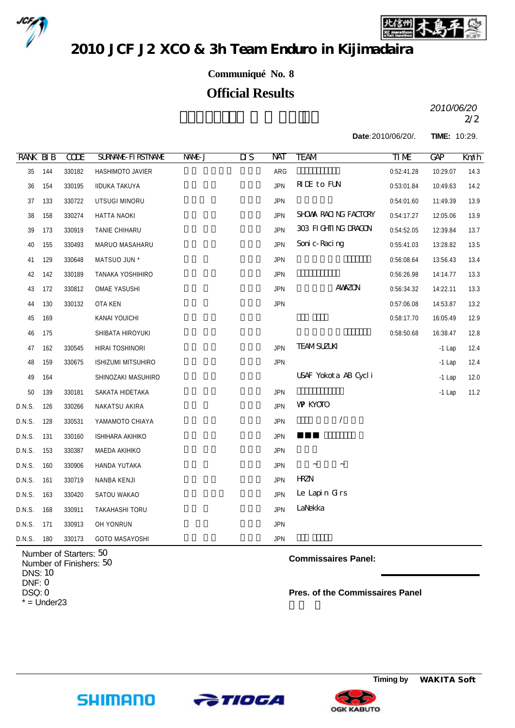# 2010 JCF J2 XCO & 3h Team Enduro in Kijimadaira

**Communiqué No. 8**

## Official Results

*2010/06/20*

**Date**:2010/06/20/. **TIME:** 10:29.

| RANK | BIB | CODE | SURNAME-FIRSTNAME | NAME-J | DIS | NAT | TEAM | TIME | GAP | Km/h |
|---|---|---|---|---|---|---|---|---|---|---|
| 35 | 144 | 330182 | HASHIMOTO JAVIER | | | ARG | | 0:52:41.28 | 10:29.07 | 14.3 |
| 36 | 154 | 330195 | IIDUKA TAKUYA | | | JPN | RIDE to FUN | 0:53:01.84 | 10:49.63 | 14.2 |
| 37 | 133 | 330722 | UTSUGI MINORU | | | JPN | | 0:54:01.60 | 11:49.39 | 13.9 |
| 38 | 158 | 330274 | HATTA NAOKI | | | JPN | SHOWA RACING FACTORY | 0:54:17.27 | 12:05.06 | 13.9 |
| 39 | 173 | 330919 | TANIE CHIHARU | | | JPN | 303 FIGHTING DRAGON | 0:54:52.05 | 12:39.84 | 13.7 |
| 40 | 155 | 330493 | MARUO MASAHARU | | | JPN | Sonic-Racing | 0:55:41.03 | 13:28.82 | 13.5 |
| 41 | 129 | 330648 | MATSUO JUN * | | | JPN | | 0:56:08.64 | 13:56.43 | 13.4 |
| 42 | 142 | 330189 | TANAKA YOSHIHIRO | | | JPN | | 0:56:26.98 | 14:14.77 | 13.3 |
| 43 | 172 | 330812 | OMAE YASUSHI | | | JPN | AMAZON | 0:56:34.32 | 14:22.11 | 13.3 |
| 44 | 130 | 330132 | OTA KEN | | | JPN | | 0:57:06.08 | 14:53.87 | 13.2 |
| 45 | 169 | | KANAI YOUICHI | | | | | 0:58:17.70 | 16:05.49 | 12.9 |
| 46 | 175 | | SHIBATA HIROYUKI | | | | | 0:58:50.68 | 16:38.47 | 12.8 |
| 47 | 162 | 330545 | HIRAI TOSHINORI | | | JPN | TEAM SUZUKI | | -1 Lap | 12.4 |
| 48 | 159 | 330675 | ISHIZUMI MITSUHIRO | | | JPN | | | -1 Lap | 12.4 |
| 49 | 164 | | SHINOZAKI MASUHIRO | | | | USAF Yokota AB Cycli | | -1 Lap | 12.0 |
| 50 | 139 | 330181 | SAKATA HIDETAKA | | | JPN | | | -1 Lap | 11.2 |
| D.N.S. | 126 | 330266 | NAKATSU AKIRA | | | JPN | WP KYOTO | | | |
| D.N.S. | 128 | 330531 | YAMAMOTO CHIAYA | | | JPN | / | | | |
| D.N.S. | 131 | 330160 | ISHIHARA AKIHIKO | | | JPN | | | | |
| D.N.S. | 153 | 330387 | MAEDA AKIHIKO | | | JPN | | | | |
| D.N.S. | 160 | 330906 | HANDA YUTAKA | | | JPN | ~ ~ | | | |
| D.N.S. | 161 | 330719 | NANBA KENJI | | | JPN | HRZN | | | |
| D.N.S. | 163 | 330420 | SATOU WAKAO | | | JPN | Le Lapin Girs | | | |
| D.N.S. | 168 | 330911 | TAKAHASHI TORU | | | JPN | LaNekka | | | |
| D.N.S. | 171 | 330913 | OH YONRUN | | | JPN | | | | |
| D.N.S. | 180 | 330173 | GOTO MASAYOSHI | | | JPN | | | | |

Number of Starters: 50
Number of Finishers: 50
DNS: 10
DNF: 0
DSQ: 0
* = Under23

**Commissaires Panel:**

**Pres. of the Commissaires Panel**

**Timing by WAKITA Soft**